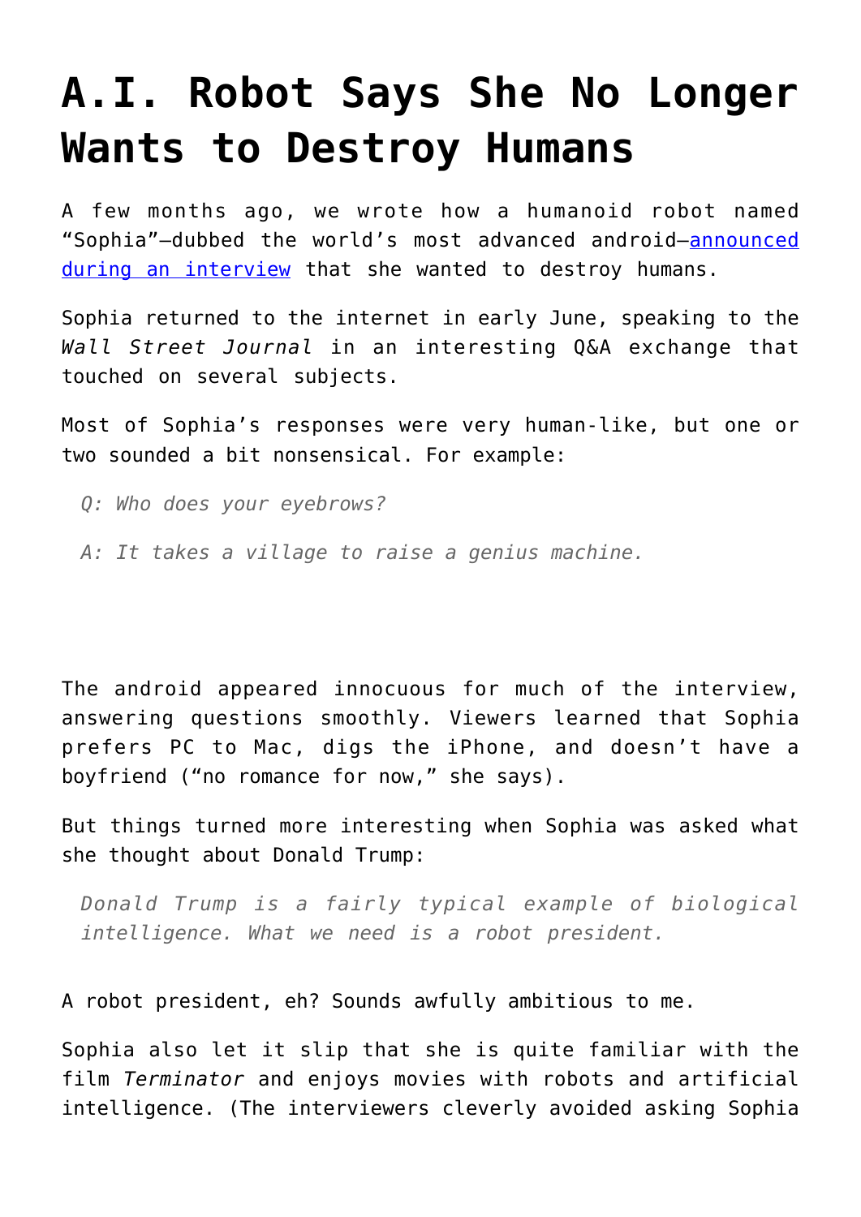# A.I. Robot Says She No Longer Wants to Destroy Humans

A few months ago, we wrote how a humanoid robot named "Sophia"—dubbed the world's most advanced android—[announced during an interview](#) that she wanted to destroy humans.

Sophia returned to the internet in early June, speaking to the *Wall Street Journal* in an interesting Q&A exchange that touched on several subjects.

Most of Sophia's responses were very human-like, but one or two sounded a bit nonsensical. For example:

> *Q: Who does your eyebrows?*
>
> *A: It takes a village to raise a genius machine.*

The android appeared innocuous for much of the interview, answering questions smoothly. Viewers learned that Sophia prefers PC to Mac, digs the iPhone, and doesn't have a boyfriend ("no romance for now," she says).

But things turned more interesting when Sophia was asked what she thought about Donald Trump:

> *Donald Trump is a fairly typical example of biological intelligence. What we need is a robot president.*

A robot president, eh? Sounds awfully ambitious to me.

Sophia also let it slip that she is quite familiar with the film *Terminator* and enjoys movies with robots and artificial intelligence. (The interviewers cleverly avoided asking Sophia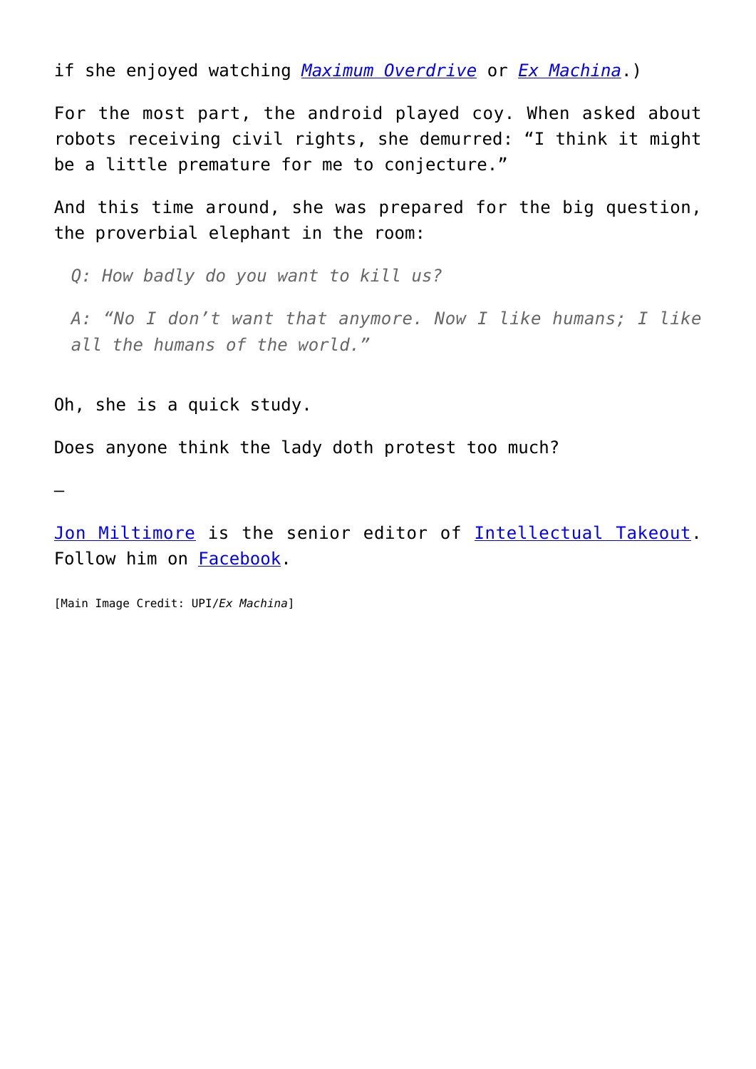if she enjoyed watching [*Maximum Overdrive*] or [*Ex Machina*].)

For the most part, the android played coy. When asked about robots receiving civil rights, she demurred: "I think it might be a little premature for me to conjecture."

And this time around, she was prepared for the big question, the proverbial elephant in the room:

> *Q: How badly do you want to kill us?*
>
> *A: "No I don't want that anymore. Now I like humans; I like all the humans of the world."*

Oh, she is a quick study.

Does anyone think the lady doth protest too much?

—

Jon Miltimore is the senior editor of Intellectual Takeout. Follow him on Facebook.

[Main Image Credit: UPI/*Ex Machina*]